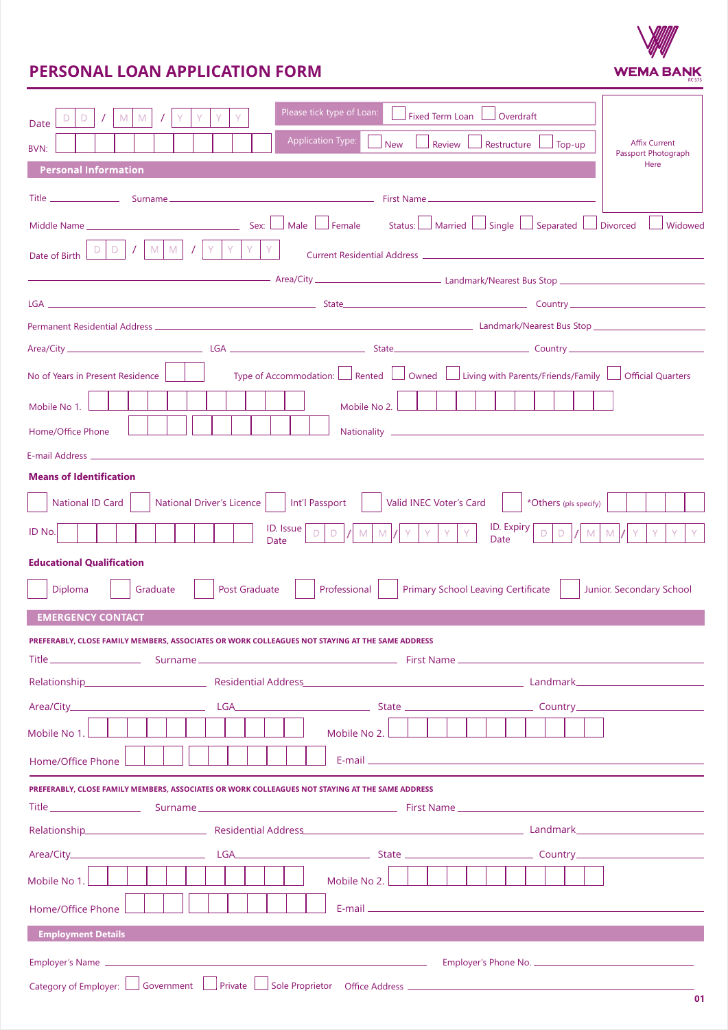# PERSONAL LOAN APPLICATION FORM

WEMA BANK
RC 575

Date D D / M M / Y Y Y Y

BVN:

Please tick type of Loan: ☐ Fixed Term Loan ☐ Overdraft

Application Type: ☐ New ☐ Review ☐ Restructure ☐ Top-up

Affix Current Passport Photograph Here

## Personal Information

Title ____________ Surname ______________________________ First Name ______________________________

Middle Name ______________________ Sex: ☐ Male ☐ Female Status: ☐ Married ☐ Single ☐ Separated ☐ Divorced ☐ Widowed

Date of Birth D D / M M / Y Y Y Y Current Residential Address ______________________________

______________________________ Area/City ____________________ Landmark/Nearest Bus Stop ____________________

LGA ______________________________ State ____________________ Country ____________________

Permanent Residential Address ______________________________ Landmark/Nearest Bus Stop ____________________

Area/City ____________________ LGA ____________________ State ____________________ Country ____________________

No of Years in Present Residence Type of Accommodation: ☐ Rented ☐ Owned ☐ Living with Parents/Friends/Family ☐ Official Quarters

Mobile No 1. Mobile No 2.

Home/Office Phone Nationality ______________________________

E-mail Address ______________________________

**Means of Identification**

☐ National ID Card ☐ National Driver's Licence ☐ Int'l Passport ☐ Valid INEC Voter's Card ☐ *Others (pls specify)

ID No. ID. Issue Date D D / M M / Y Y Y Y ID. Expiry Date D D / M M / Y Y Y Y

**Educational Qualification**

☐ Diploma ☐ Graduate ☐ Post Graduate ☐ Professional ☐ Primary School Leaving Certificate ☐ Junior. Secondary School

## EMERGENCY CONTACT

**PREFERABLY, CLOSE FAMILY MEMBERS, ASSOCIATES OR WORK COLLEAGUES NOT STAYING AT THE SAME ADDRESS**

Title ____________ Surname ______________________________ First Name ______________________________

Relationship ____________________ Residential Address ______________________________ Landmark ____________________

Area/City ____________________ LGA ____________________ State ____________________ Country ____________________

Mobile No 1. Mobile No 2.

Home/Office Phone E-mail ______________________________

**PREFERABLY, CLOSE FAMILY MEMBERS, ASSOCIATES OR WORK COLLEAGUES NOT STAYING AT THE SAME ADDRESS**

Title ____________ Surname ______________________________ First Name ______________________________

Relationship ____________________ Residential Address ______________________________ Landmark ____________________

Area/City ____________________ LGA ____________________ State ____________________ Country ____________________

Mobile No 1. Mobile No 2.

Home/Office Phone E-mail ______________________________

## Employment Details

Employer's Name ______________________________ Employer's Phone No. ____________________

Category of Employer: ☐ Government ☐ Private ☐ Sole Proprietor Office Address ______________________________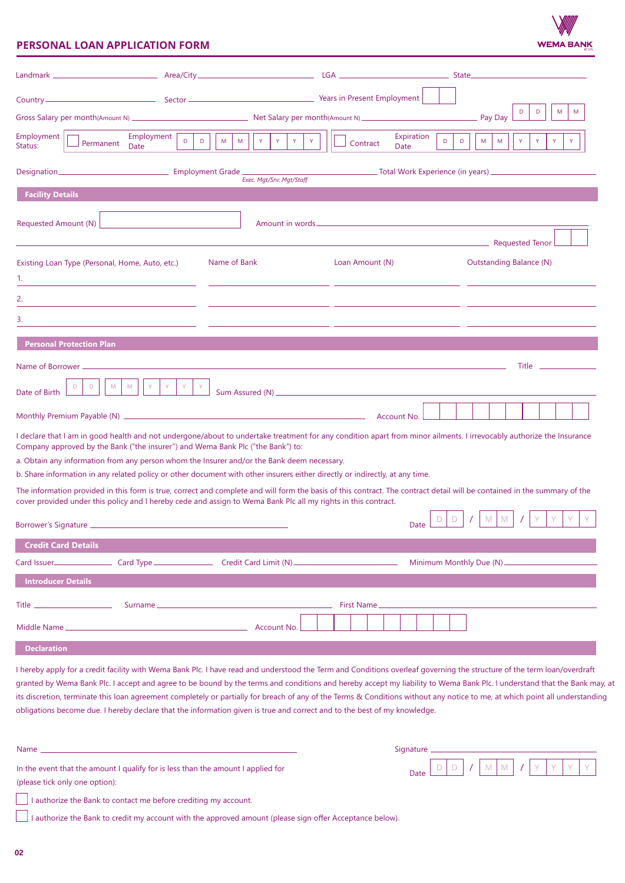## PERSONAL LOAN APPLICATION FORM

WEMA BANK

Landmark ____________________ Area/City ____________________ LGA ____________________ State ____________________

Country ____________________ Sector ____________________ Years in Present Employment [ ][ ]

Gross Salary per month(Amount N) ____________________ Net Salary per month(Amount N) ____________________ Pay Day [D][D] [M][M]

Employment Status: ☐ Permanent Employment Date [D][D] [M][M] [Y][Y][Y][Y] ☐ Contract Expiration Date [D][D] [M][M] [Y][Y][Y][Y]

Designation ____________________ Employment Grade ____________________ Total Work Experience (in years) ____________________

*Exec. Mgt/Snr. Mgt/Staff*

### Facility Details

Requested Amount (N) [ ] Amount in words ____________________

____________________ Requested Tenor [ ][ ]

| Existing Loan Type (Personal, Home, Auto, etc.) | Name of Bank | Loan Amount (N) | Outstanding Balance (N) |
|---|---|---|---|
| 1. | | | |
| 2. | | | |
| 3. | | | |

### Personal Protection Plan

Name of Borrower ____________________ Title ____________________

Date of Birth [D][D] [M][M] [Y][Y][Y][Y] Sum Assured (N) ____________________

Monthly Premium Payable (N) ____________________ Account No. [ ][ ][ ][ ][ ][ ][ ][ ][ ][ ]

I declare that I am in good health and not undergone/about to undertake treatment for any condition apart from minor ailments. I irrevocably authorize the Insurance Company approved by the Bank ("the insurer") and Wema Bank Plc ("the Bank") to:

a. Obtain any information from any person whom the Insurer and/or the Bank deem necessary.

b. Share information in any related policy or other document with other insurers either directly or indirectly, at any time.

The information provided in this form is true, correct and complete and will form the basis of this contract. The contract detail will be contained in the summary of the cover provided under this policy and I hereby cede and assign to Wema Bank Plc all my rights in this contract.

Borrower's Signature ____________________ Date [D][D] / [M][M] / [Y][Y][Y][Y]

### Credit Card Details

Card Issuer ____________________ Card Type ____________________ Credit Card Limit (N) ____________________ Minimum Monthly Due (N) ____________________

### Introducer Details

Title ____________________ Surname ____________________ First Name ____________________

Middle Name ____________________ Account No. [ ][ ][ ][ ][ ][ ][ ][ ][ ][ ]

### Declaration

I hereby apply for a credit facility with Wema Bank Plc. I have read and understood the Term and Conditions overleaf governing the structure of the term loan/overdraft granted by Wema Bank Plc. I accept and agree to be bound by the terms and conditions and hereby accept my liability to Wema Bank Plc. I understand that the Bank may, at its discretion, terminate this loan agreement completely or partially for breach of any of the Terms & Conditions without any notice to me, at which point all understanding obligations become due. I hereby declare that the information given is true and correct and to the best of my knowledge.

Name ____________________ Signature ____________________

In the event that the amount I qualify for is less than the amount I applied for (please tick only one option):

Date [D][D] / [M][M] / [Y][Y][Y][Y]

☐ I authorize the Bank to contact me before crediting my account.

☐ I authorize the Bank to credit my account with the approved amount (please sign offer Acceptance below).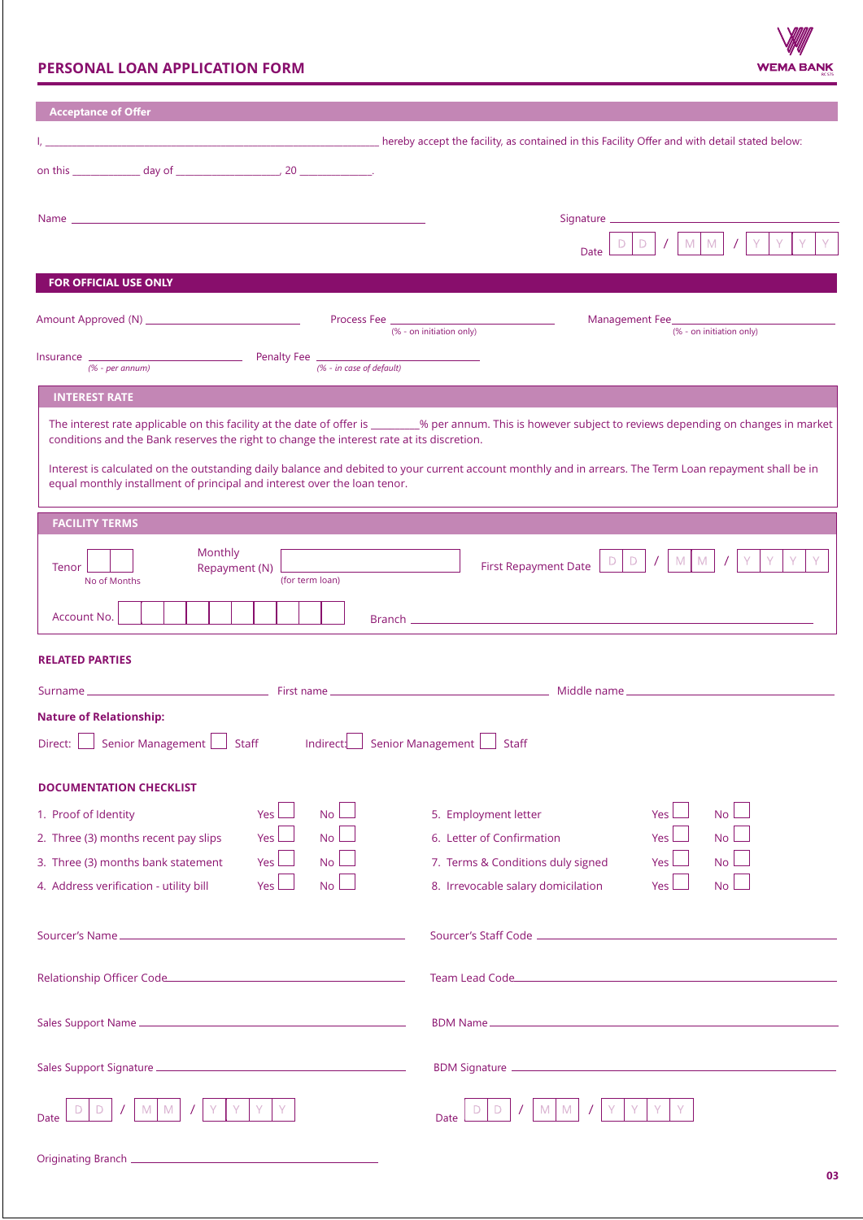## PERSONAL LOAN APPLICATION FORM

WEMA BANK

### Acceptance of Offer

I, ____________________________________________ hereby accept the facility, as contained in this Facility Offer and with detail stated below:

on this ____________ day of __________________, 20 _____________.

Name ______________________________________________ Signature ______________________

Date D D / M M / Y Y Y Y

### FOR OFFICIAL USE ONLY

Amount Approved (N) ____________________ Process Fee ____________________ Management Fee ____________________
(% - on initiation only) (% - on initiation only)

Insurance ____________________ Penalty Fee ____________________
*(% - per annum)* *(% - in case of default)*

### INTEREST RATE

The interest rate applicable on this facility at the date of offer is ________% per annum. This is however subject to reviews depending on changes in market conditions and the Bank reserves the right to change the interest rate at its discretion.

Interest is calculated on the outstanding daily balance and debited to your current account monthly and in arrears. The Term Loan repayment shall be in equal monthly installment of principal and interest over the loan tenor.

### FACILITY TERMS

Tenor ☐☐ (No of Months) Monthly Repayment (N) ____________ (for term loan) First Repayment Date D D / M M / Y Y Y Y

Account No. ☐☐☐☐☐☐☐☐☐☐ Branch ______________________________

### RELATED PARTIES

Surname ____________________ First name ____________________ Middle name ____________________

**Nature of Relationship:**

Direct: ☐ Senior Management ☐ Staff Indirect: ☐ Senior Management ☐ Staff

### DOCUMENTATION CHECKLIST

| Document | Yes | No | Document | Yes | No |
|---|---|---|---|---|---|
| 1. Proof of Identity | ☐ | ☐ | 5. Employment letter | ☐ | ☐ |
| 2. Three (3) months recent pay slips | ☐ | ☐ | 6. Letter of Confirmation | ☐ | ☐ |
| 3. Three (3) months bank statement | ☐ | ☐ | 7. Terms & Conditions duly signed | ☐ | ☐ |
| 4. Address verification - utility bill | ☐ | ☐ | 8. Irrevocable salary domicilation | ☐ | ☐ |

Sourcer's Name ____________________ Sourcer's Staff Code ____________________

Relationship Officer Code ____________________ Team Lead Code ____________________

Sales Support Name ____________________ BDM Name ____________________

Sales Support Signature ____________________ BDM Signature ____________________

Date D D / M M / Y Y Y Y Date D D / M M / Y Y Y Y

Originating Branch ____________________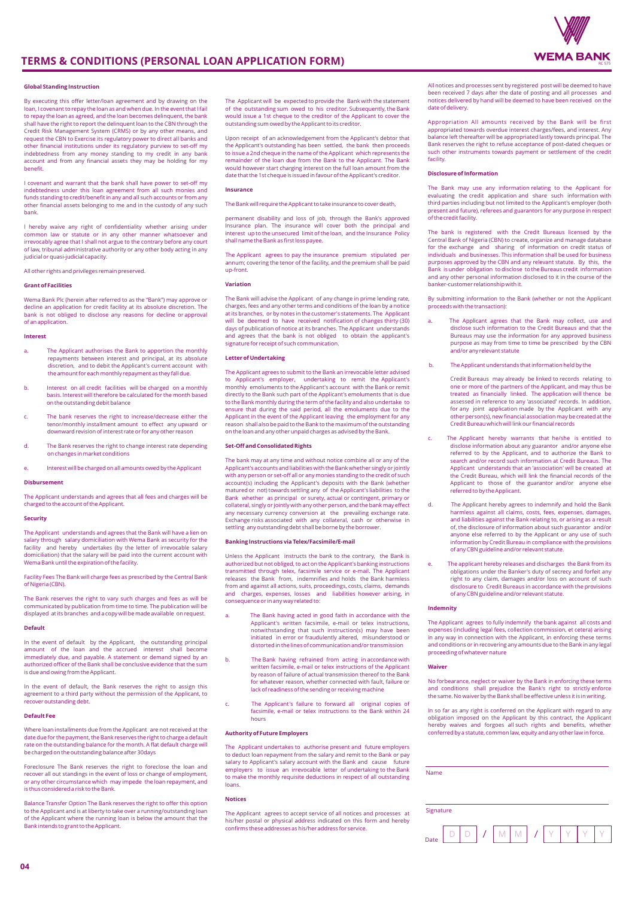# TERMS & CONDITIONS (PERSONAL LOAN APPLICATION FORM)

**Global Standing Instruction**

By executing this offer letter/loan agreement and by drawing on the loan, I covenant to repay the loan as and when due. In the event that I fail to repay the loan as agreed, and the loan becomes delinquent, the bank shall have the right to report the delinquent loan to the CBN through the Credit Risk Management System (CRMS) or by any other means, and request the CBN to Exercise its regulatory power to direct all banks and other financial institutions under its regulatory purview to set-off my indebtedness from any money standing to my credit in any bank account and from any financial assets they may be holding for my benefit.

I covenant and warrant that the bank shall have power to set-off my indebtedness under this loan agreement from all such monies and funds standing to credit/benefit in any and all such accounts or from any other financial assets belonging to me and in the custody of any such bank.

I hereby waive any right of confidentiality whether arising under common law or statute or in any other manner whatsoever and irrevocably agree that I shall not argue to the contrary before any court of law, tribunal administrative authority or any other body acting in any judicial or quasi-judicial capacity.

All other rights and privileges remain preserved.

**Grant of Facilities**

Wema Bank Plc (herein after referred to as the "Bank") may approve or decline an application for credit facility at its absolute discretion. The bank is not obliged to disclose any reasons for decline or approval of an application.

**Interest**

a. The Applicant authorises the Bank to apportion the monthly repayments between interest and principal, at its absolute discretion, and to debit the Applicant's current account with the amount for each monthly repayment as they fall due.

b. Interest on all credit facilities will be charged on a monthly basis. Interest will therefore be calculated for the month based on the outstanding debit balance

c. The bank reserves the right to increase/decrease either the tenor/monthly installment amount to effect any upward or downward revision of interest rate or for any other reason

d. The Bank reserves the right to change interest rate depending on changes in market conditions

e. Interest will be charged on all amounts owed by the Applicant

**Disbursement**

The Applicant understands and agrees that all fees and charges will be charged to the account of the Applicant.

**Security**

The Applicant understands and agrees that the Bank will have a lien on salary through salary domiciliation with Wema Bank as security for the facility and hereby undertakes (by the letter of irrevocable salary domiciliation) that the salary will be paid into the current account with Wema Bank until the expiration of the facility.

Facility Fees The Bank will charge fees as prescribed by the Central Bank of Nigeria (CBN).

The Bank reserves the right to vary such charges and fees as will be communicated by publication from time to time. The publication will be displayed at its branches and a copy will be made available on request.

**Default**

In the event of default by the Applicant, the outstanding principal amount of the loan and the accrued interest shall become immediately due, and payable. A statement or demand signed by an authorized officer of the Bank shall be conclusive evidence that the sum is due and owing from the Applicant.

In the event of default, the Bank reserves the right to assign this agreement to a third party without the permission of the Applicant, to recover outstanding debt.

**Default Fee**

Where loan installments due from the Applicant are not received at the date due for the payment, the Bank reserves the right to charge a default rate on the outstanding balance for the month. A flat default charge will be charged on the outstanding balance after 30days

Foreclosure The Bank reserves the right to foreclose the loan and recover all out standings in the event of loss or change of employment, or any other circumstance which may impede the loan repayment, and is thus considered a risk to the Bank.

Balance Transfer Option The Bank reserves the right to offer this option to the Applicant and is at liberty to take over a running/outstanding loan of the Applicant where the running loan is below the amount that the Bank intends to grant to the Applicant.

The Applicant will be expected to provide the Bank with the statement of the outstanding sum owed to his creditor. Subsequently, the Bank would issue a 1st cheque to the creditor of the Applicant to cover the outstanding sum owed by the Applicant to its creditor.

Upon receipt of an acknowledgement from the Applicant's debtor that the Applicant's outstanding has been settled, the bank then proceeds to issue a 2nd cheque in the name of the Applicant which represents the remainder of the loan due from the Bank to the Applicant. The Bank would however start charging interest on the full loan amount from the date that the 1st cheque is issued in favour of the Applicant's creditor.

**Insurance**

The Bank will require the Applicant to take insurance to cover death,

permanent disability and loss of job, through the Bank's approved insurance plan. The insurance will cover both the principal and interest up to the unsecured limit of the loan, and the Insurance Policy shall name the Bank as first loss payee.

The Applicant agrees to pay the insurance premium stipulated per annum; covering the tenor of the facility, and the premium shall be paid up-front.

**Variation**

The Bank will advise the Applicant of any change in prime lending rate, charges, fees and any other terms and conditions of the loan by a notice at its branches, or by notes in the customer's statements. The Applicant will be deemed to have received notification of changes thirty (30) days of publication of notice at its branches. The Applicant understands and agrees that the bank is not obliged to obtain the applicant's signature for receipt of such communication.

**Letter of Undertaking**

The Applicant agrees to submit to the Bank an irrevocable letter advised to Applicant's employer, undertaking to remit the Applicant's monthly emoluments to the Applicant's account with the Bank or remit directly to the Bank such part of the Applicant's emoluments that is due to the Bank monthly during the term of the facility and also undertake to ensure that during the said period, all the emoluments due to the Applicant in the event of the Applicant leaving the employment for any reason shall also be paid to the Bank to the maximum of the outstanding on the loan and any other unpaid charges as advised by the Bank.

**Set-Off and Consolidated Rights**

The Bank may at any time and without notice combine all or any of the Applicant's accounts and liabilities with the Bank whether singly or jointly with any person or set-off all or any monies standing to the credit of such account(s) including the Applicant's deposits with the Bank (whether matured or not) towards settling any of the Applicant's liabilities to the Bank whether as principal or surety, actual or contingent, primary or collateral, singly or jointly with any other person, and the bank may effect any necessary currency conversion at the prevailing exchange rate. Exchange risks associated with any collateral, cash or otherwise in settling any outstanding debt shall be borne by the borrower.

**Banking Instructions via Telex/Facsimile/E-mail**

Unless the Applicant instructs the bank to the contrary, the Bank is authorized but not obliged, to act on the Applicant's banking instructions transmitted through telex, facsimile service or e-mail. The Applicant releases the Bank from, indemnifies and holds the Bank harmless from and against all actions, suits, proceedings, costs, claims, demands and charges, expenses, losses and liabilities however arising, in consequence or in any way related to:

a. The Bank having acted in good faith in accordance with the Applicant's written facsimile, e-mail or telex instructions, notwithstanding that such instruction(s) may have been initiated in error or fraudulently altered, misunderstood or distorted in the lines of communication and/or transmission

b. The Bank having refrained from acting in accordance with written facsimile, e-mail or telex instructions of the Applicant by reason of failure of actual transmission thereof to the Bank for whatever reason, whether connected with fault, failure or lack of readiness of the sending or receiving machine

c. The Applicant's failure to forward all original copies of facsimile, e-mail or telex instructions to the Bank within 24 hours

**Authority of Future Employers**

The Applicant undertakes to authorise present and future employers to deduct loan repayment from the salary and remit to the Bank or pay salary to Applicant's salary account with the Bank and cause future employers to issue an irrevocable letter of undertaking to the Bank to make the monthly requisite deductions in respect of all outstanding loans.

**Notices**

The Applicant agrees to accept service of all notices and processes at his/her postal or physical address indicated on this form and hereby confirms these addresses as his/her address for service.

All notices and processes sent by registered post will be deemed to have been received 7 days after the date of posting and all processes and notices delivered by hand will be deemed to have been received on the date of delivery.

Appropriation All amounts received by the Bank will be first appropriated towards overdue interest charges/fees, and interest. Any balance left thereafter will be appropriated lastly towards principal. The Bank reserves the right to refuse acceptance of post-dated cheques or such other instruments towards payment or settlement of the credit facility.

**Disclosure of Information**

The Bank may use any information relating to the Applicant for evaluating the credit application and share such information with third parties including but not limited to the Applicant's employer (both present and future), referees and guarantors for any purpose in respect of the credit facility.

The bank is registered with the Credit Bureaus licensed by the Central Bank of Nigeria (CBN) to create, organize and manage database for the exchange and sharing of information on credit status of individuals and businesses. This information shall be used for business purposes approved by the CBN and any relevant statute. By this, the Bank is under obligation to disclose to the Bureaus credit information and any other personal information disclosed to it in the course of the banker-customer relationship with it.

By submitting information to the Bank (whether or not the Applicant proceeds with the transaction):

a. The Applicant agrees that the Bank may collect, use and disclose such information to the Credit Bureaus and that the Bureaus may use the information for any approved business purpose as may from time to time be prescribed by the CBN and/or any relevant statute

b. The Applicant understands that information held by the

Credit Bureaus may already be linked to records relating to one or more of the partners of the Applicant, and may thus be treated as financially linked. The application will thence be assessed in reference to any 'associated' records. In addition, for any joint application made by the Applicant with any other person(s), new financial association may be created at the Credit Bureau which will link our financial records

c. The Applicant hereby warrants that he/she is entitled to disclose information about any guarantor and/or anyone else referred to by the Applicant, and to authorize the Bank to search and/or record such information at Credit Bureaus. The Applicant understands that an 'association' will be created at the Credit Bureau, which will link the financial records of the Applicant to those of the guarantor and/or anyone else referred to by the Applicant.

d. The Applicant hereby agrees to indemnify and hold the Bank harmless against all claims, costs, fees, expenses, damages, and liabilities against the Bank relating to, or arising as a result of, the disclosure of information about such guarantor and/or anyone else referred to by the Applicant or any use of such information by Credit Bureau in compliance with the provisions of any CBN guideline and/or relevant statute.

e. The applicant hereby releases and discharges the Bank from its obligations under the Banker's duty of secrecy and forfeit any right to any claim, damages and/or loss on account of such disclosure to Credit Bureaus in accordance with the provisions of any CBN guideline and/or relevant statute.

**Indemnity**

The Applicant agrees to fully indemnify the bank against all costs and expenses (including legal fees, collection commission, et cetera) arising in any way in connection with the Applicant, in enforcing these terms and conditions or in recovering any amounts due to the Bank in any legal proceeding of whatever nature

**Waiver**

No forbearance, neglect or waiver by the Bank in enforcing these terms and conditions shall prejudice the Bank's right to strictly enforce the same. No waiver by the Bank shall be effective unless it is in writing.

In so far as any right is conferred on the Applicant with regard to any obligation imposed on the Applicant by this contract, the Applicant hereby waives and forgoes all such rights and benefits, whether conferred by a statute, common law, equity and any other law in force.

Name ____________________

Signature ____________________

Date D D / M M / Y Y Y Y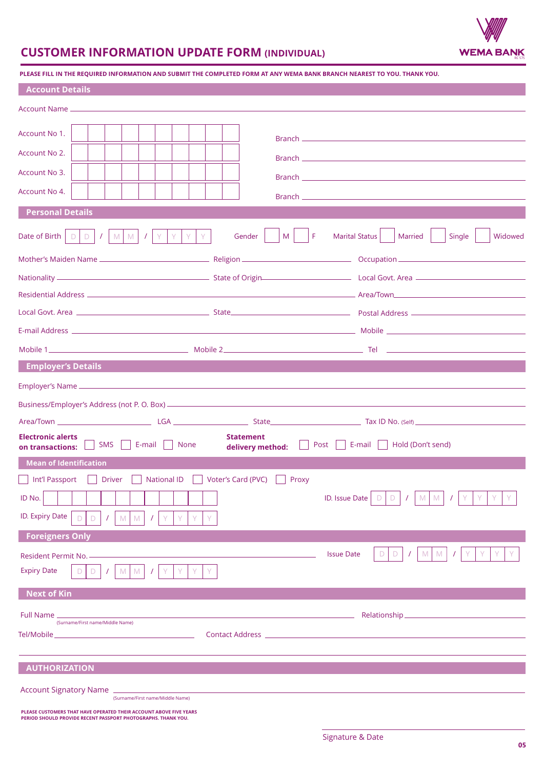# CUSTOMER INFORMATION UPDATE FORM (INDIVIDUAL)

WEMA BANK

**PLEASE FILL IN THE REQUIRED INFORMATION AND SUBMIT THE COMPLETED FORM AT ANY WEMA BANK BRANCH NEAREST TO YOU. THANK YOU.**

## Account Details

Account Name ______________________________

Account No 1. ______________ Branch ______________

Account No 2. ______________ Branch ______________

Account No 3. ______________ Branch ______________

Account No 4. ______________ Branch ______________

## Personal Details

Date of Birth D D / M M / Y Y Y Y  Gender ☐ M ☐ F  Marital Status ☐ Married ☐ Single ☐ Widowed

Mother's Maiden Name ______________ Religion ______________ Occupation ______________

Nationality ______________ State of Origin ______________ Local Govt. Area ______________

Residential Address ______________ Area/Town ______________

Local Govt. Area ______________ State ______________ Postal Address ______________

E-mail Address ______________ Mobile ______________

Mobile 1 ______________ Mobile 2 ______________ Tel ______________

## Employer's Details

Employer's Name ______________________________

Business/Employer's Address (not P. O. Box) ______________________________

Area/Town ______________ LGA ______________ State ______________ Tax ID No. (Self) ______________

**Electronic alerts on transactions:** ☐ SMS ☐ E-mail ☐ None

**Statement delivery method:** ☐ Post ☐ E-mail ☐ Hold (Don't send)

## Mean of Identification

☐ Int'l Passport ☐ Driver ☐ National ID ☐ Voter's Card (PVC) ☐ Proxy

ID No. ______________ ID. Issue Date D D / M M / Y Y Y Y

ID. Expiry Date D D / M M / Y Y Y Y

## Foreigners Only

Resident Permit No. ______________ Issue Date D D / M M / Y Y Y Y

Expiry Date D D / M M / Y Y Y Y

## Next of Kin

Full Name ______________ (Surname/First name/Middle Name) Relationship ______________

Tel/Mobile ______________ Contact Address ______________

## AUTHORIZATION

Account Signatory Name ______________
(Surname/First name/Middle Name)

**PLEASE CUSTOMERS THAT HAVE OPERATED THEIR ACCOUNT ABOVE FIVE YEARS PERIOD SHOULD PROVIDE RECENT PASSPORT PHOTOGRAPHS. THANK YOU.**

______________
Signature & Date